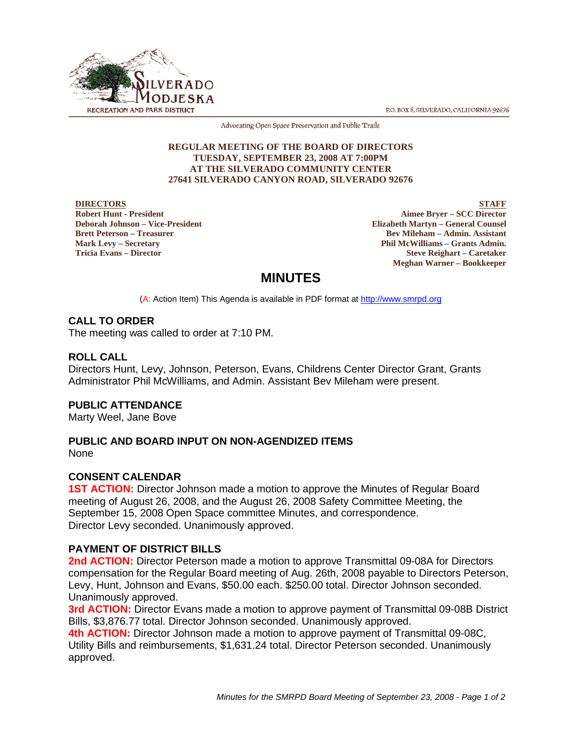SILVERADO MODJESKA
RECREATION AND PARK DISTRICT

P.O. BOX 8, SILVERADO, CALIFORNIA 92676

Advocating Open Space Preservation and Public Trails

**REGULAR MEETING OF THE BOARD OF DIRECTORS**
**TUESDAY, SEPTEMBER 23, 2008 AT 7:00PM**
**AT THE SILVERADO COMMUNITY CENTER**
**27641 SILVERADO CANYON ROAD, SILVERADO 92676**

**DIRECTORS**
**Robert Hunt - President**
**Deborah Johnson – Vice-President**
**Brett Peterson – Treasurer**
**Mark Levy – Secretary**
**Tricia Evans – Director**

**STAFF**
**Aimee Bryer – SCC Director**
**Elizabeth Martyn – General Counsel**
**Bev Mileham – Admin. Assistant**
**Phil McWilliams – Grants Admin.**
**Steve Reighart – Caretaker**
**Meghan Warner – Bookkeeper**

# MINUTES

(A: Action Item) This Agenda is available in PDF format at http://www.smrpd.org

## CALL TO ORDER

The meeting was called to order at 7:10 PM.

## ROLL CALL

Directors Hunt, Levy, Johnson, Peterson, Evans, Childrens Center Director Grant, Grants Administrator Phil McWilliams, and Admin. Assistant Bev Mileham were present.

## PUBLIC ATTENDANCE

Marty Weel, Jane Bove

## PUBLIC AND BOARD INPUT ON NON-AGENDIZED ITEMS

None

## CONSENT CALENDAR

**1ST ACTION:** Director Johnson made a motion to approve the Minutes of Regular Board meeting of August 26, 2008, and the August 26, 2008 Safety Committee Meeting, the September 15, 2008 Open Space committee Minutes, and correspondence. Director Levy seconded. Unanimously approved.

## PAYMENT OF DISTRICT BILLS

**2nd ACTION:** Director Peterson made a motion to approve Transmittal 09-08A for Directors compensation for the Regular Board meeting of Aug. 26th, 2008 payable to Directors Peterson, Levy, Hunt, Johnson and Evans, $50.00 each. $250.00 total. Director Johnson seconded. Unanimously approved.

**3rd ACTION:** Director Evans made a motion to approve payment of Transmittal 09-08B District Bills, $3,876.77 total. Director Johnson seconded. Unanimously approved.

**4th ACTION:** Director Johnson made a motion to approve payment of Transmittal 09-08C, Utility Bills and reimbursements, $1,631.24 total. Director Peterson seconded. Unanimously approved.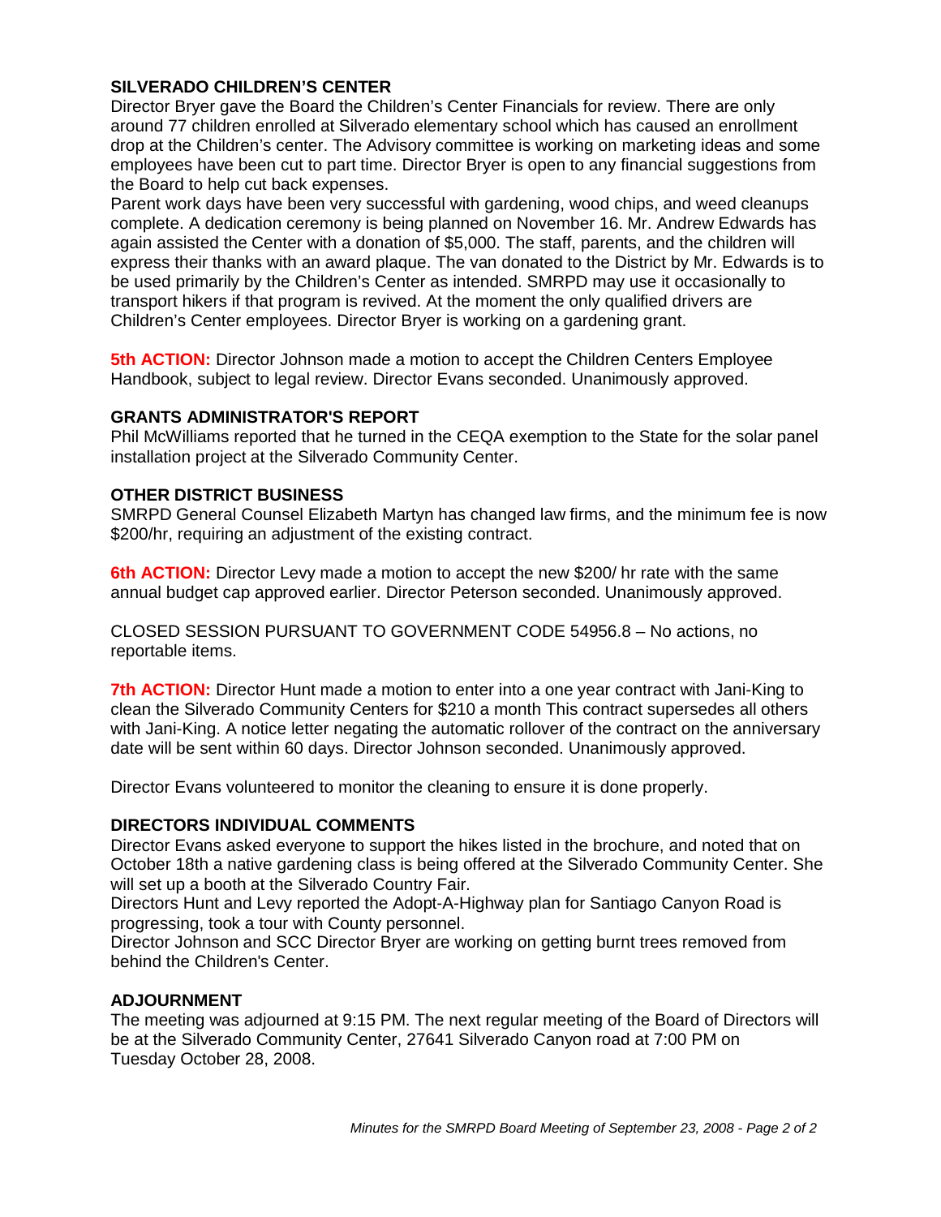## SILVERADO CHILDREN'S CENTER

Director Bryer gave the Board the Children's Center Financials for review. There are only around 77 children enrolled at Silverado elementary school which has caused an enrollment drop at the Children's center. The Advisory committee is working on marketing ideas and some employees have been cut to part time. Director Bryer is open to any financial suggestions from the Board to help cut back expenses.

Parent work days have been very successful with gardening, wood chips, and weed cleanups complete. A dedication ceremony is being planned on November 16. Mr. Andrew Edwards has again assisted the Center with a donation of $5,000. The staff, parents, and the children will express their thanks with an award plaque. The van donated to the District by Mr. Edwards is to be used primarily by the Children's Center as intended. SMRPD may use it occasionally to transport hikers if that program is revived. At the moment the only qualified drivers are Children's Center employees. Director Bryer is working on a gardening grant.

**5th ACTION:** Director Johnson made a motion to accept the Children Centers Employee Handbook, subject to legal review. Director Evans seconded. Unanimously approved.

## GRANTS ADMINISTRATOR'S REPORT

Phil McWilliams reported that he turned in the CEQA exemption to the State for the solar panel installation project at the Silverado Community Center.

## OTHER DISTRICT BUSINESS

SMRPD General Counsel Elizabeth Martyn has changed law firms, and the minimum fee is now $200/hr, requiring an adjustment of the existing contract.

**6th ACTION:** Director Levy made a motion to accept the new $200/ hr rate with the same annual budget cap approved earlier. Director Peterson seconded. Unanimously approved.

CLOSED SESSION PURSUANT TO GOVERNMENT CODE 54956.8 – No actions, no reportable items.

**7th ACTION:** Director Hunt made a motion to enter into a one year contract with Jani-King to clean the Silverado Community Centers for $210 a month This contract supersedes all others with Jani-King. A notice letter negating the automatic rollover of the contract on the anniversary date will be sent within 60 days. Director Johnson seconded. Unanimously approved.

Director Evans volunteered to monitor the cleaning to ensure it is done properly.

## DIRECTORS INDIVIDUAL COMMENTS

Director Evans asked everyone to support the hikes listed in the brochure, and noted that on October 18th a native gardening class is being offered at the Silverado Community Center. She will set up a booth at the Silverado Country Fair.

Directors Hunt and Levy reported the Adopt-A-Highway plan for Santiago Canyon Road is progressing, took a tour with County personnel.

Director Johnson and SCC Director Bryer are working on getting burnt trees removed from behind the Children's Center.

## ADJOURNMENT

The meeting was adjourned at 9:15 PM. The next regular meeting of the Board of Directors will be at the Silverado Community Center, 27641 Silverado Canyon road at 7:00 PM on Tuesday October 28, 2008.